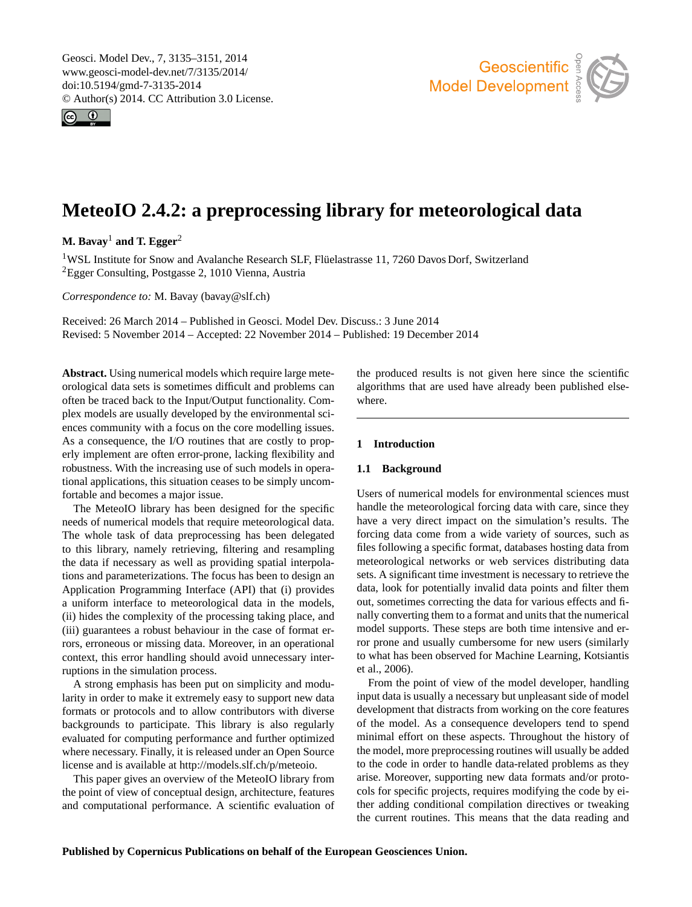# MeteoIO 2.4.2: a preprocessing library for meteorological data

**M. Bavay**[1] **and T. Egger**[2]

[1]WSL Institute for Snow and Avalanche Research SLF, Flüelastrasse 11, 7260 Davos Dorf, Switzerland
[2]Egger Consulting, Postgasse 2, 1010 Vienna, Austria

*Correspondence to:* M. Bavay (bavay@slf.ch)

Received: 26 March 2014 – Published in Geosci. Model Dev. Discuss.: 3 June 2014
Revised: 5 November 2014 – Accepted: 22 November 2014 – Published: 19 December 2014

**Abstract.** Using numerical models which require large meteorological data sets is sometimes difficult and problems can often be traced back to the Input/Output functionality. Complex models are usually developed by the environmental sciences community with a focus on the core modelling issues. As a consequence, the I/O routines that are costly to properly implement are often error-prone, lacking flexibility and robustness. With the increasing use of such models in operational applications, this situation ceases to be simply uncomfortable and becomes a major issue.

The MeteoIO library has been designed for the specific needs of numerical models that require meteorological data. The whole task of data preprocessing has been delegated to this library, namely retrieving, filtering and resampling the data if necessary as well as providing spatial interpolations and parameterizations. The focus has been to design an Application Programming Interface (API) that (i) provides a uniform interface to meteorological data in the models, (ii) hides the complexity of the processing taking place, and (iii) guarantees a robust behaviour in the case of format errors, erroneous or missing data. Moreover, in an operational context, this error handling should avoid unnecessary interruptions in the simulation process.

A strong emphasis has been put on simplicity and modularity in order to make it extremely easy to support new data formats or protocols and to allow contributors with diverse backgrounds to participate. This library is also regularly evaluated for computing performance and further optimized where necessary. Finally, it is released under an Open Source license and is available at http://models.slf.ch/p/meteoio.

This paper gives an overview of the MeteoIO library from the point of view of conceptual design, architecture, features and computational performance. A scientific evaluation of the produced results is not given here since the scientific algorithms that are used have already been published elsewhere.

## 1 Introduction

### 1.1 Background

Users of numerical models for environmental sciences must handle the meteorological forcing data with care, since they have a very direct impact on the simulation's results. The forcing data come from a wide variety of sources, such as files following a specific format, databases hosting data from meteorological networks or web services distributing data sets. A significant time investment is necessary to retrieve the data, look for potentially invalid data points and filter them out, sometimes correcting the data for various effects and finally converting them to a format and units that the numerical model supports. These steps are both time intensive and error prone and usually cumbersome for new users (similarly to what has been observed for Machine Learning, Kotsiantis et al., 2006).

From the point of view of the model developer, handling input data is usually a necessary but unpleasant side of model development that distracts from working on the core features of the model. As a consequence developers tend to spend minimal effort on these aspects. Throughout the history of the model, more preprocessing routines will usually be added to the code in order to handle data-related problems as they arise. Moreover, supporting new data formats and/or protocols for specific projects, requires modifying the code by either adding conditional compilation directives or tweaking the current routines. This means that the data reading and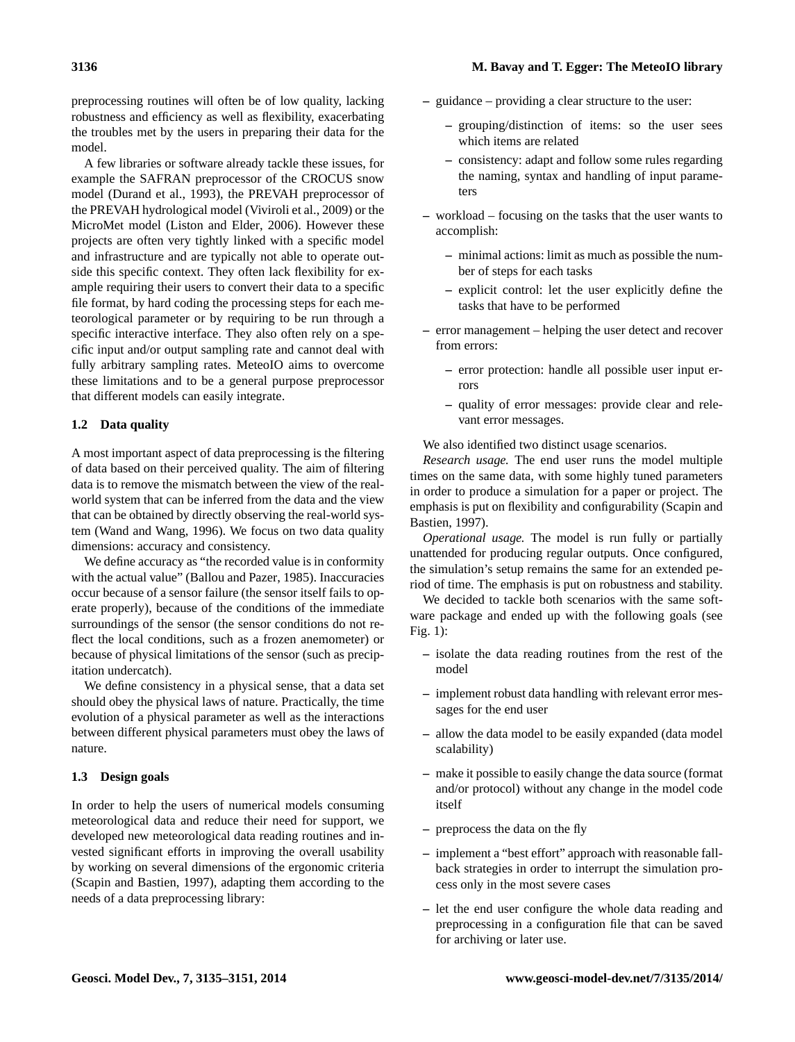preprocessing routines will often be of low quality, lacking robustness and efficiency as well as flexibility, exacerbating the troubles met by the users in preparing their data for the model.

A few libraries or software already tackle these issues, for example the SAFRAN preprocessor of the CROCUS snow model (Durand et al., 1993), the PREVAH preprocessor of the PREVAH hydrological model (Viviroli et al., 2009) or the MicroMet model (Liston and Elder, 2006). However these projects are often very tightly linked with a specific model and infrastructure and are typically not able to operate outside this specific context. They often lack flexibility for example requiring their users to convert their data to a specific file format, by hard coding the processing steps for each meteorological parameter or by requiring to be run through a specific interactive interface. They also often rely on a specific input and/or output sampling rate and cannot deal with fully arbitrary sampling rates. MeteoIO aims to overcome these limitations and to be a general purpose preprocessor that different models can easily integrate.

### 1.2 Data quality

A most important aspect of data preprocessing is the filtering of data based on their perceived quality. The aim of filtering data is to remove the mismatch between the view of the real-world system that can be inferred from the data and the view that can be obtained by directly observing the real-world system (Wand and Wang, 1996). We focus on two data quality dimensions: accuracy and consistency.

We define accuracy as "the recorded value is in conformity with the actual value" (Ballou and Pazer, 1985). Inaccuracies occur because of a sensor failure (the sensor itself fails to operate properly), because of the conditions of the immediate surroundings of the sensor (the sensor conditions do not reflect the local conditions, such as a frozen anemometer) or because of physical limitations of the sensor (such as precipitation undercatch).

We define consistency in a physical sense, that a data set should obey the physical laws of nature. Practically, the time evolution of a physical parameter as well as the interactions between different physical parameters must obey the laws of nature.

### 1.3 Design goals

In order to help the users of numerical models consuming meteorological data and reduce their need for support, we developed new meteorological data reading routines and invested significant efforts in improving the overall usability by working on several dimensions of the ergonomic criteria (Scapin and Bastien, 1997), adapting them according to the needs of a data preprocessing library:

- guidance – providing a clear structure to the user:
  - grouping/distinction of items: so the user sees which items are related
  - consistency: adapt and follow some rules regarding the naming, syntax and handling of input parameters
- workload – focusing on the tasks that the user wants to accomplish:
  - minimal actions: limit as much as possible the number of steps for each tasks
  - explicit control: let the user explicitly define the tasks that have to be performed
- error management – helping the user detect and recover from errors:
  - error protection: handle all possible user input errors
  - quality of error messages: provide clear and relevant error messages.

We also identified two distinct usage scenarios.

*Research usage.* The end user runs the model multiple times on the same data, with some highly tuned parameters in order to produce a simulation for a paper or project. The emphasis is put on flexibility and configurability (Scapin and Bastien, 1997).

*Operational usage.* The model is run fully or partially unattended for producing regular outputs. Once configured, the simulation's setup remains the same for an extended period of time. The emphasis is put on robustness and stability.

We decided to tackle both scenarios with the same software package and ended up with the following goals (see Fig. 1):

- isolate the data reading routines from the rest of the model
- implement robust data handling with relevant error messages for the end user
- allow the data model to be easily expanded (data model scalability)
- make it possible to easily change the data source (format and/or protocol) without any change in the model code itself
- preprocess the data on the fly
- implement a "best effort" approach with reasonable fallback strategies in order to interrupt the simulation process only in the most severe cases
- let the end user configure the whole data reading and preprocessing in a configuration file that can be saved for archiving or later use.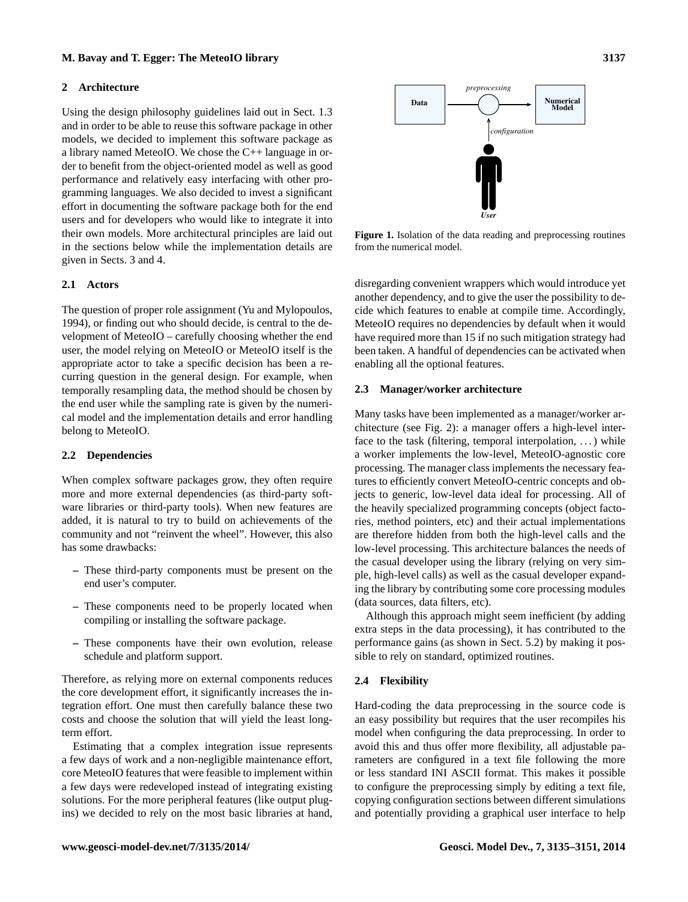## 2 Architecture

Using the design philosophy guidelines laid out in Sect. 1.3 and in order to be able to reuse this software package in other models, we decided to implement this software package as a library named MeteoIO. We chose the C++ language in order to benefit from the object-oriented model as well as good performance and relatively easy interfacing with other programming languages. We also decided to invest a significant effort in documenting the software package both for the end users and for developers who would like to integrate it into their own models. More architectural principles are laid out in the sections below while the implementation details are given in Sects. 3 and 4.

### 2.1 Actors

The question of proper role assignment (Yu and Mylopoulos, 1994), or finding out who should decide, is central to the development of MeteoIO – carefully choosing whether the end user, the model relying on MeteoIO or MeteoIO itself is the appropriate actor to take a specific decision has been a recurring question in the general design. For example, when temporally resampling data, the method should be chosen by the end user while the sampling rate is given by the numerical model and the implementation details and error handling belong to MeteoIO.

### 2.2 Dependencies

When complex software packages grow, they often require more and more external dependencies (as third-party software libraries or third-party tools). When new features are added, it is natural to try to build on achievements of the community and not "reinvent the wheel". However, this also has some drawbacks:

- These third-party components must be present on the end user's computer.
- These components need to be properly located when compiling or installing the software package.
- These components have their own evolution, release schedule and platform support.

Therefore, as relying more on external components reduces the core development effort, it significantly increases the integration effort. One must then carefully balance these two costs and choose the solution that will yield the least long-term effort.

Estimating that a complex integration issue represents a few days of work and a non-negligible maintenance effort, core MeteoIO features that were feasible to implement within a few days were redeveloped instead of integrating existing solutions. For the more peripheral features (like output plugins) we decided to rely on the most basic libraries at hand, disregarding convenient wrappers which would introduce yet another dependency, and to give the user the possibility to decide which features to enable at compile time. Accordingly, MeteoIO requires no dependencies by default when it would have required more than 15 if no such mitigation strategy had been taken. A handful of dependencies can be activated when enabling all the optional features.

**Figure 1.** Isolation of the data reading and preprocessing routines from the numerical model.

### 2.3 Manager/worker architecture

Many tasks have been implemented as a manager/worker architecture (see Fig. 2): a manager offers a high-level interface to the task (filtering, temporal interpolation, ...) while a worker implements the low-level, MeteoIO-agnostic core processing. The manager class implements the necessary features to efficiently convert MeteoIO-centric concepts and objects to generic, low-level data ideal for processing. All of the heavily specialized programming concepts (object factories, method pointers, etc) and their actual implementations are therefore hidden from both the high-level calls and the low-level processing. This architecture balances the needs of the casual developer using the library (relying on very simple, high-level calls) as well as the casual developer expanding the library by contributing some core processing modules (data sources, data filters, etc).

Although this approach might seem inefficient (by adding extra steps in the data processing), it has contributed to the performance gains (as shown in Sect. 5.2) by making it possible to rely on standard, optimized routines.

### 2.4 Flexibility

Hard-coding the data preprocessing in the source code is an easy possibility but requires that the user recompiles his model when configuring the data preprocessing. In order to avoid this and thus offer more flexibility, all adjustable parameters are configured in a text file following the more or less standard INI ASCII format. This makes it possible to configure the preprocessing simply by editing a text file, copying configuration sections between different simulations and potentially providing a graphical user interface to help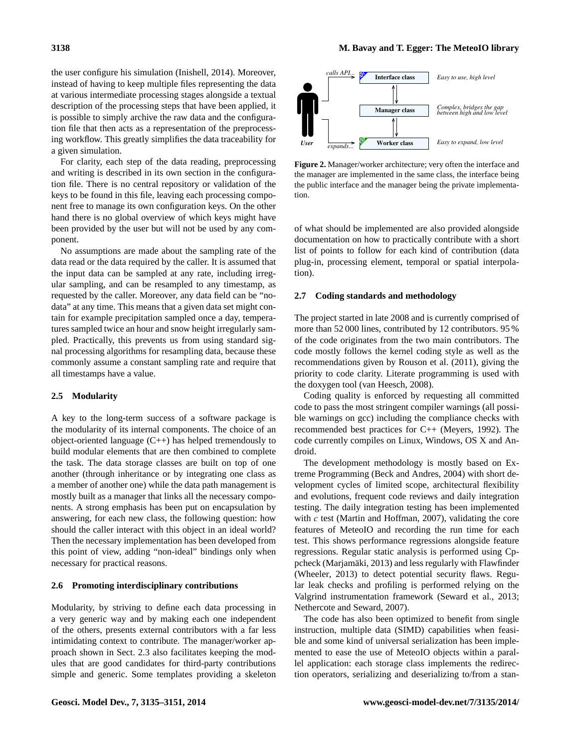the user configure his simulation (Inishell, 2014). Moreover, instead of having to keep multiple files representing the data at various intermediate processing stages alongside a textual description of the processing steps that have been applied, it is possible to simply archive the raw data and the configuration file that then acts as a representation of the preprocessing workflow. This greatly simplifies the data traceability for a given simulation.

For clarity, each step of the data reading, preprocessing and writing is described in its own section in the configuration file. There is no central repository or validation of the keys to be found in this file, leaving each processing component free to manage its own configuration keys. On the other hand there is no global overview of which keys might have been provided by the user but will not be used by any component.

No assumptions are made about the sampling rate of the data read or the data required by the caller. It is assumed that the input data can be sampled at any rate, including irregular sampling, and can be resampled to any timestamp, as requested by the caller. Moreover, any data field can be "nodata" at any time. This means that a given data set might contain for example precipitation sampled once a day, temperatures sampled twice an hour and snow height irregularly sampled. Practically, this prevents us from using standard signal processing algorithms for resampling data, because these commonly assume a constant sampling rate and require that all timestamps have a value.

### 2.5 Modularity

A key to the long-term success of a software package is the modularity of its internal components. The choice of an object-oriented language (C++) has helped tremendously to build modular elements that are then combined to complete the task. The data storage classes are built on top of one another (through inheritance or by integrating one class as a member of another one) while the data path management is mostly built as a manager that links all the necessary components. A strong emphasis has been put on encapsulation by answering, for each new class, the following question: how should the caller interact with this object in an ideal world? Then the necessary implementation has been developed from this point of view, adding "non-ideal" bindings only when necessary for practical reasons.

### 2.6 Promoting interdisciplinary contributions

Modularity, by striving to define each data processing in a very generic way and by making each one independent of the others, presents external contributors with a far less intimidating context to contribute. The manager/worker approach shown in Sect. 2.3 also facilitates keeping the modules that are good candidates for third-party contributions simple and generic. Some templates providing a skeleton of what should be implemented are also provided alongside documentation on how to practically contribute with a short list of points to follow for each kind of contribution (data plug-in, processing element, temporal or spatial interpolation).

**Figure 2.** Manager/worker architecture; very often the interface and the manager are implemented in the same class, the interface being the public interface and the manager being the private implementation.

### 2.7 Coding standards and methodology

The project started in late 2008 and is currently comprised of more than 52 000 lines, contributed by 12 contributors. 95 % of the code originates from the two main contributors. The code mostly follows the kernel coding style as well as the recommendations given by Rouson et al. (2011), giving the priority to code clarity. Literate programming is used with the doxygen tool (van Heesch, 2008).

Coding quality is enforced by requesting all committed code to pass the most stringent compiler warnings (all possible warnings on gcc) including the compliance checks with recommended best practices for C++ (Meyers, 1992). The code currently compiles on Linux, Windows, OS X and Android.

The development methodology is mostly based on Extreme Programming (Beck and Andres, 2004) with short development cycles of limited scope, architectural flexibility and evolutions, frequent code reviews and daily integration testing. The daily integration testing has been implemented with *c* test (Martin and Hoffman, 2007), validating the core features of MeteoIO and recording the run time for each test. This shows performance regressions alongside feature regressions. Regular static analysis is performed using Cppcheck (Marjamäki, 2013) and less regularly with Flawfinder (Wheeler, 2013) to detect potential security flaws. Regular leak checks and profiling is performed relying on the Valgrind instrumentation framework (Seward et al., 2013; Nethercote and Seward, 2007).

The code has also been optimized to benefit from single instruction, multiple data (SIMD) capabilities when feasible and some kind of universal serialization has been implemented to ease the use of MeteoIO objects within a parallel application: each storage class implements the redirection operators, serializing and deserializing to/from a stan-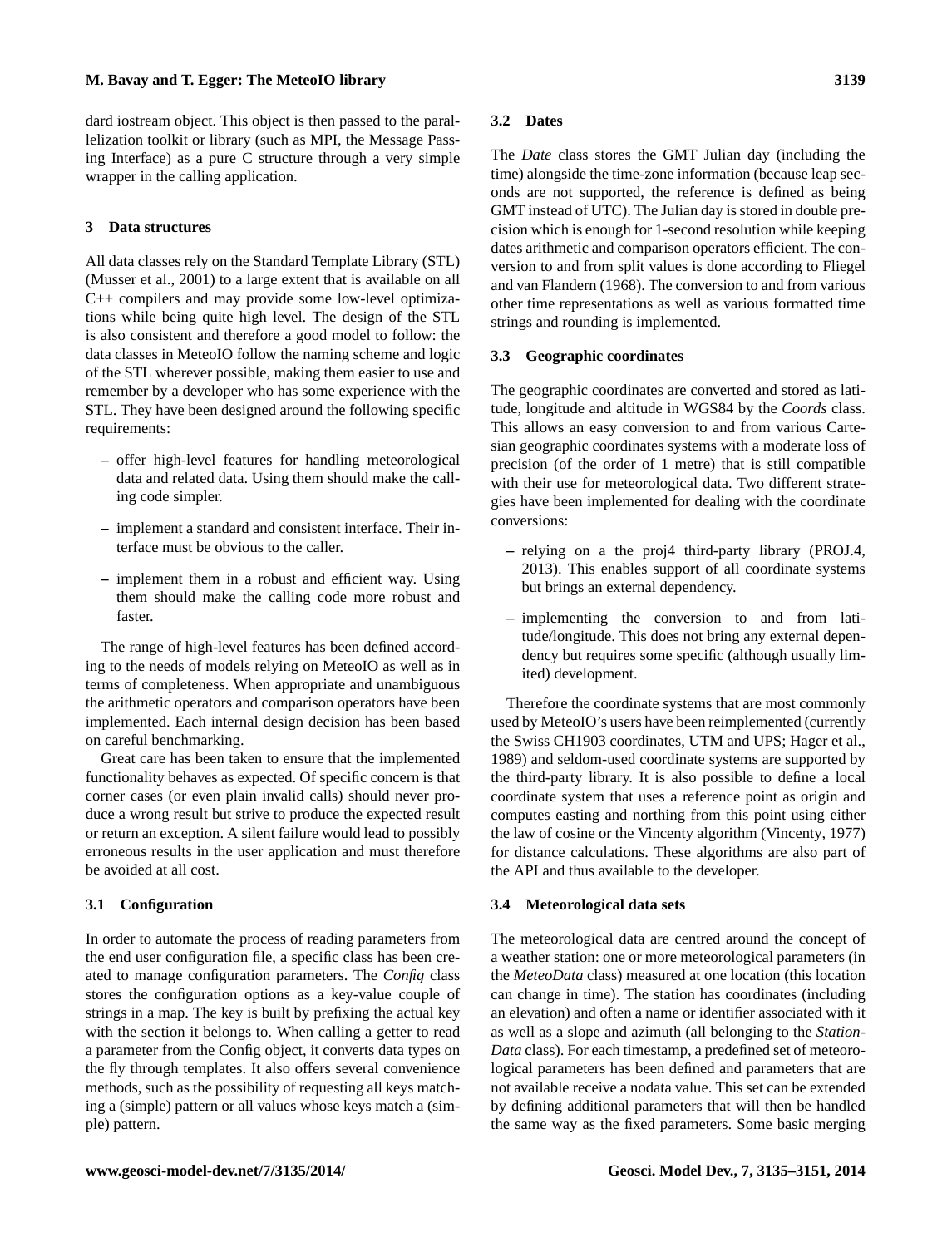dard iostream object. This object is then passed to the parallelization toolkit or library (such as MPI, the Message Passing Interface) as a pure C structure through a very simple wrapper in the calling application.

## 3 Data structures

All data classes rely on the Standard Template Library (STL) (Musser et al., 2001) to a large extent that is available on all C++ compilers and may provide some low-level optimizations while being quite high level. The design of the STL is also consistent and therefore a good model to follow: the data classes in MeteoIO follow the naming scheme and logic of the STL wherever possible, making them easier to use and remember by a developer who has some experience with the STL. They have been designed around the following specific requirements:

- offer high-level features for handling meteorological data and related data. Using them should make the calling code simpler.
- implement a standard and consistent interface. Their interface must be obvious to the caller.
- implement them in a robust and efficient way. Using them should make the calling code more robust and faster.

The range of high-level features has been defined according to the needs of models relying on MeteoIO as well as in terms of completeness. When appropriate and unambiguous the arithmetic operators and comparison operators have been implemented. Each internal design decision has been based on careful benchmarking.

Great care has been taken to ensure that the implemented functionality behaves as expected. Of specific concern is that corner cases (or even plain invalid calls) should never produce a wrong result but strive to produce the expected result or return an exception. A silent failure would lead to possibly erroneous results in the user application and must therefore be avoided at all cost.

### 3.1 Configuration

In order to automate the process of reading parameters from the end user configuration file, a specific class has been created to manage configuration parameters. The *Config* class stores the configuration options as a key-value couple of strings in a map. The key is built by prefixing the actual key with the section it belongs to. When calling a getter to read a parameter from the Config object, it converts data types on the fly through templates. It also offers several convenience methods, such as the possibility of requesting all keys matching a (simple) pattern or all values whose keys match a (simple) pattern.

### 3.2 Dates

The *Date* class stores the GMT Julian day (including the time) alongside the time-zone information (because leap seconds are not supported, the reference is defined as being GMT instead of UTC). The Julian day is stored in double precision which is enough for 1-second resolution while keeping dates arithmetic and comparison operators efficient. The conversion to and from split values is done according to Fliegel and van Flandern (1968). The conversion to and from various other time representations as well as various formatted time strings and rounding is implemented.

### 3.3 Geographic coordinates

The geographic coordinates are converted and stored as latitude, longitude and altitude in WGS84 by the *Coords* class. This allows an easy conversion to and from various Cartesian geographic coordinates systems with a moderate loss of precision (of the order of 1 metre) that is still compatible with their use for meteorological data. Two different strategies have been implemented for dealing with the coordinate conversions:

- relying on a the proj4 third-party library (PROJ.4, 2013). This enables support of all coordinate systems but brings an external dependency.
- implementing the conversion to and from latitude/longitude. This does not bring any external dependency but requires some specific (although usually limited) development.

Therefore the coordinate systems that are most commonly used by MeteoIO's users have been reimplemented (currently the Swiss CH1903 coordinates, UTM and UPS; Hager et al., 1989) and seldom-used coordinate systems are supported by the third-party library. It is also possible to define a local coordinate system that uses a reference point as origin and computes easting and northing from this point using either the law of cosine or the Vincenty algorithm (Vincenty, 1977) for distance calculations. These algorithms are also part of the API and thus available to the developer.

### 3.4 Meteorological data sets

The meteorological data are centred around the concept of a weather station: one or more meteorological parameters (in the *MeteoData* class) measured at one location (this location can change in time). The station has coordinates (including an elevation) and often a name or identifier associated with it as well as a slope and azimuth (all belonging to the *StationData* class). For each timestamp, a predefined set of meteorological parameters has been defined and parameters that are not available receive a nodata value. This set can be extended by defining additional parameters that will then be handled the same way as the fixed parameters. Some basic merging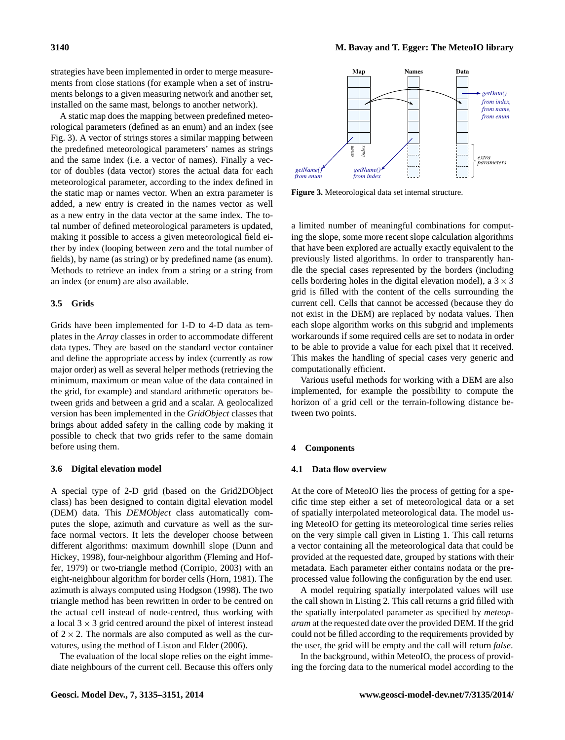strategies have been implemented in order to merge measurements from close stations (for example when a set of instruments belongs to a given measuring network and another set, installed on the same mast, belongs to another network).

A static map does the mapping between predefined meteorological parameters (defined as an enum) and an index (see Fig. 3). A vector of strings stores a similar mapping between the predefined meteorological parameters' names as strings and the same index (i.e. a vector of names). Finally a vector of doubles (data vector) stores the actual data for each meteorological parameter, according to the index defined in the static map or names vector. When an extra parameter is added, a new entry is created in the names vector as well as a new entry in the data vector at the same index. The total number of defined meteorological parameters is updated, making it possible to access a given meteorological field either by index (looping between zero and the total number of fields), by name (as string) or by predefined name (as enum). Methods to retrieve an index from a string or a string from an index (or enum) are also available.

### 3.5 Grids

Grids have been implemented for 1-D to 4-D data as templates in the *Array* classes in order to accommodate different data types. They are based on the standard vector container and define the appropriate access by index (currently as row major order) as well as several helper methods (retrieving the minimum, maximum or mean value of the data contained in the grid, for example) and standard arithmetic operators between grids and between a grid and a scalar. A geolocalized version has been implemented in the *GridObject* classes that brings about added safety in the calling code by making it possible to check that two grids refer to the same domain before using them.

### 3.6 Digital elevation model

A special type of 2-D grid (based on the Grid2DObject class) has been designed to contain digital elevation model (DEM) data. This *DEMObject* class automatically computes the slope, azimuth and curvature as well as the surface normal vectors. It lets the developer choose between different algorithms: maximum downhill slope (Dunn and Hickey, 1998), four-neighbour algorithm (Fleming and Hoffer, 1979) or two-triangle method (Corripio, 2003) with an eight-neighbour algorithm for border cells (Horn, 1981). The azimuth is always computed using Hodgson (1998). The two triangle method has been rewritten in order to be centred on the actual cell instead of node-centred, thus working with a local $3 \times 3$ grid centred around the pixel of interest instead of $2 \times 2$. The normals are also computed as well as the curvatures, using the method of Liston and Elder (2006).

The evaluation of the local slope relies on the eight immediate neighbours of the current cell. Because this offers only a limited number of meaningful combinations for computing the slope, some more recent slope calculation algorithms that have been explored are actually exactly equivalent to the previously listed algorithms. In order to transparently handle the special cases represented by the borders (including cells bordering holes in the digital elevation model), a $3 \times 3$ grid is filled with the content of the cells surrounding the current cell. Cells that cannot be accessed (because they do not exist in the DEM) are replaced by nodata values. Then each slope algorithm works on this subgrid and implements workarounds if some required cells are set to nodata in order to be able to provide a value for each pixel that it received. This makes the handling of special cases very generic and computationally efficient.

Various useful methods for working with a DEM are also implemented, for example the possibility to compute the horizon of a grid cell or the terrain-following distance between two points.

Map
Names
Data
getData()
from index,
from name,
from enum
enum
index
extra parameters
getName()
from enum
getName()
from index

**Figure 3.** Meteorological data set internal structure.

## 4 Components

### 4.1 Data flow overview

At the core of MeteoIO lies the process of getting for a specific time step either a set of meteorological data or a set of spatially interpolated meteorological data. The model using MeteoIO for getting its meteorological time series relies on the very simple call given in Listing 1. This call returns a vector containing all the meteorological data that could be provided at the requested date, grouped by stations with their metadata. Each parameter either contains nodata or the preprocessed value following the configuration by the end user.

A model requiring spatially interpolated values will use the call shown in Listing 2. This call returns a grid filled with the spatially interpolated parameter as specified by *meteoparam* at the requested date over the provided DEM. If the grid could not be filled according to the requirements provided by the user, the grid will be empty and the call will return *false*.

In the background, within MeteoIO, the process of providing the forcing data to the numerical model according to the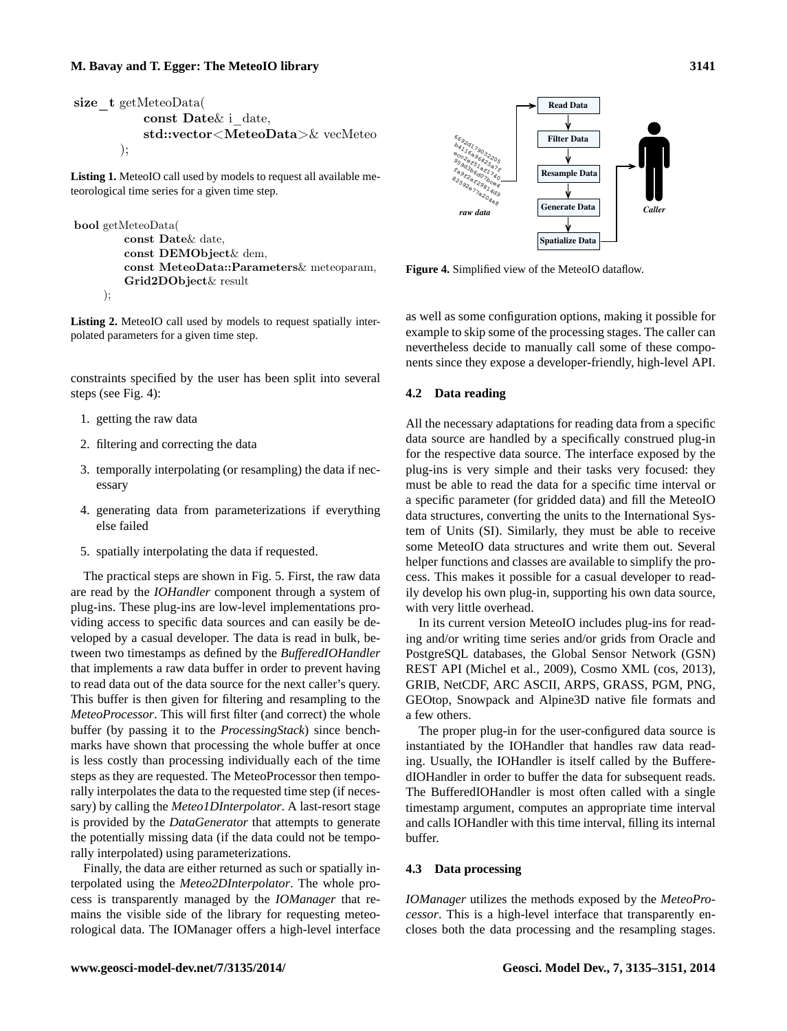```
size_t getMeteoData(
        const Date& i_date,
        std::vector<MeteoData>& vecMeteo
    );
```

**Listing 1.** MeteoIO call used by models to request all available meteorological time series for a given time step.

```
bool getMeteoData(
        const Date& date,
        const DEMObject& dem,
        const MeteoData::Parameters& meteoparam,
        Grid2DObject& result
    );
```

**Listing 2.** MeteoIO call used by models to request spatially interpolated parameters for a given time step.

constraints specified by the user has been split into several steps (see Fig. 4):

1. getting the raw data
2. filtering and correcting the data
3. temporally interpolating (or resampling) the data if necessary
4. generating data from parameterizations if everything else failed
5. spatially interpolating the data if requested.

The practical steps are shown in Fig. 5. First, the raw data are read by the *IOHandler* component through a system of plug-ins. These plug-ins are low-level implementations providing access to specific data sources and can easily be developed by a casual developer. The data is read in bulk, between two timestamps as defined by the *BufferedIOHandler* that implements a raw data buffer in order to prevent having to read data out of the data source for the next caller's query. This buffer is then given for filtering and resampling to the *MeteoProcessor*. This will first filter (and correct) the whole buffer (by passing it to the *ProcessingStack*) since benchmarks have shown that processing the whole buffer at once is less costly than processing individually each of the time steps as they are requested. The MeteoProcessor then temporally interpolates the data to the requested time step (if necessary) by calling the *Meteo1DInterpolator*. A last-resort stage is provided by the *DataGenerator* that attempts to generate the potentially missing data (if the data could not be temporally interpolated) using parameterizations.

Finally, the data are either returned as such or spatially interpolated using the *Meteo2DInterpolator*. The whole process is transparently managed by the *IOManager* that remains the visible side of the library for requesting meteorological data. The IOManager offers a high-level interface as well as some configuration options, making it possible for example to skip some of the processing stages. The caller can nevertheless decide to manually call some of these components since they expose a developer-friendly, high-level API.

raw data

6692d179032205
b4116a9642c7a7f
ecc2ef51af1740
959d3b6d07bce4
fa8f2af2981d9
82592e77a204a8

Read Data

Filter Data

Resample Data

Generate Data

Spatialize Data

Caller

**Figure 4.** Simplified view of the MeteoIO dataflow.

### 4.2 Data reading

All the necessary adaptations for reading data from a specific data source are handled by a specifically construed plug-in for the respective data source. The interface exposed by the plug-ins is very simple and their tasks very focused: they must be able to read the data for a specific time interval or a specific parameter (for gridded data) and fill the MeteoIO data structures, converting the units to the International System of Units (SI). Similarly, they must be able to receive some MeteoIO data structures and write them out. Several helper functions and classes are available to simplify the process. This makes it possible for a casual developer to readily develop his own plug-in, supporting his own data source, with very little overhead.

In its current version MeteoIO includes plug-ins for reading and/or writing time series and/or grids from Oracle and PostgreSQL databases, the Global Sensor Network (GSN) REST API (Michel et al., 2009), Cosmo XML (cos, 2013), GRIB, NetCDF, ARC ASCII, ARPS, GRASS, PGM, PNG, GEOtop, Snowpack and Alpine3D native file formats and a few others.

The proper plug-in for the user-configured data source is instantiated by the IOHandler that handles raw data reading. Usually, the IOHandler is itself called by the BufferedIOHandler in order to buffer the data for subsequent reads. The BufferedIOHandler is most often called with a single timestamp argument, computes an appropriate time interval and calls IOHandler with this time interval, filling its internal buffer.

### 4.3 Data processing

*IOManager* utilizes the methods exposed by the *MeteoProcessor*. This is a high-level interface that transparently encloses both the data processing and the resampling stages.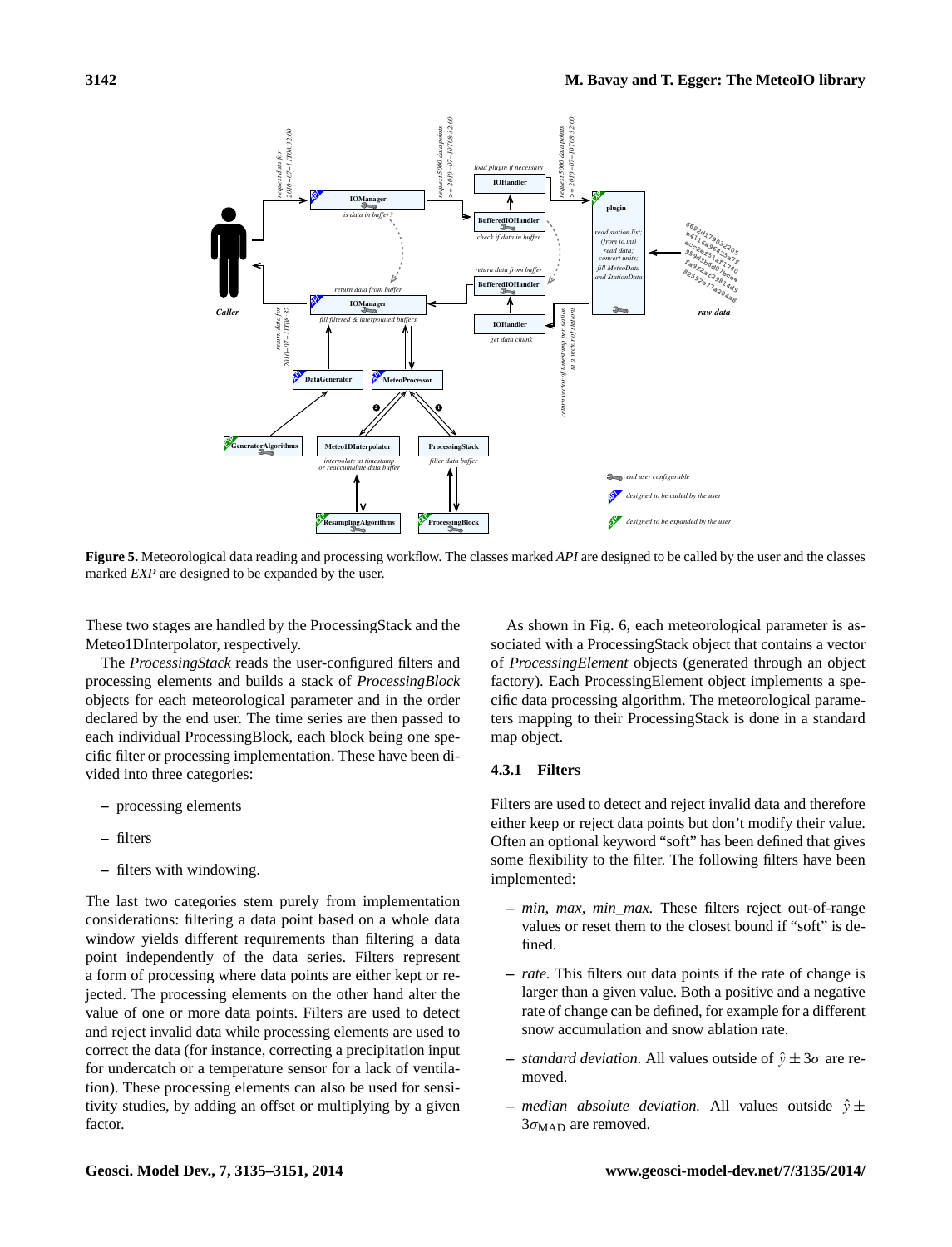**Figure 5.** Meteorological data reading and processing workflow. The classes marked *API* are designed to be called by the user and the classes marked *EXP* are designed to be expanded by the user.

These two stages are handled by the ProcessingStack and the Meteo1DInterpolator, respectively.

The *ProcessingStack* reads the user-configured filters and processing elements and builds a stack of *ProcessingBlock* objects for each meteorological parameter and in the order declared by the end user. The time series are then passed to each individual ProcessingBlock, each block being one specific filter or processing implementation. These have been divided into three categories:

- processing elements
- filters
- filters with windowing.

The last two categories stem purely from implementation considerations: filtering a data point based on a whole data window yields different requirements than filtering a data point independently of the data series. Filters represent a form of processing where data points are either kept or rejected. The processing elements on the other hand alter the value of one or more data points. Filters are used to detect and reject invalid data while processing elements are used to correct the data (for instance, correcting a precipitation input for undercatch or a temperature sensor for a lack of ventilation). These processing elements can also be used for sensitivity studies, by adding an offset or multiplying by a given factor.

As shown in Fig. 6, each meteorological parameter is associated with a ProcessingStack object that contains a vector of *ProcessingElement* objects (generated through an object factory). Each ProcessingElement object implements a specific data processing algorithm. The meteorological parameters mapping to their ProcessingStack is done in a standard map object.

### 4.3.1 Filters

Filters are used to detect and reject invalid data and therefore either keep or reject data points but don't modify their value. Often an optional keyword "soft" has been defined that gives some flexibility to the filter. The following filters have been implemented:

- *min, max, min_max.* These filters reject out-of-range values or reset them to the closest bound if "soft" is defined.
- *rate.* This filters out data points if the rate of change is larger than a given value. Both a positive and a negative rate of change can be defined, for example for a different snow accumulation and snow ablation rate.
- *standard deviation.* All values outside of $\hat{y} \pm 3\sigma$ are removed.
- *median absolute deviation.* All values outside $\hat{y} \pm 3\sigma_{\mathrm{MAD}}$ are removed.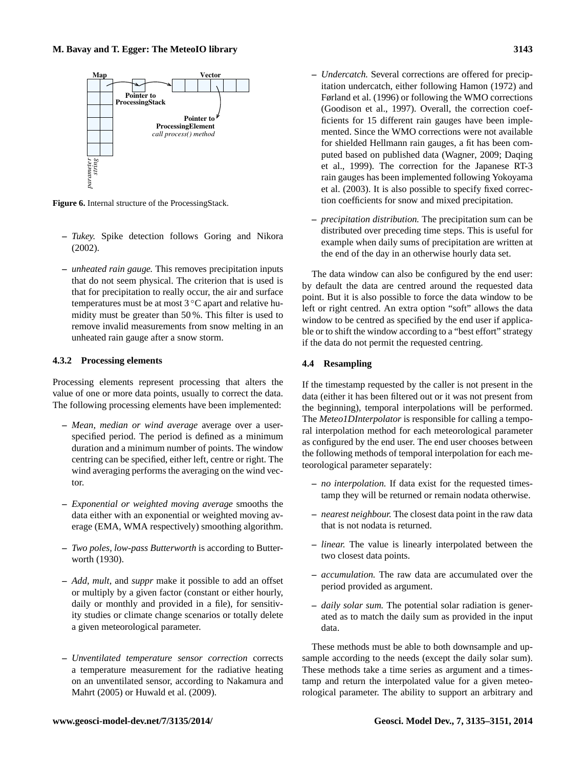Figure 6. Internal structure of the ProcessingStack.

– *Tukey.* Spike detection follows Goring and Nikora (2002).

– *unheated rain gauge.* This removes precipitation inputs that do not seem physical. The criterion that is used is that for precipitation to really occur, the air and surface temperatures must be at most 3 °C apart and relative humidity must be greater than 50 %. This filter is used to remove invalid measurements from snow melting in an unheated rain gauge after a snow storm.

#### 4.3.2 Processing elements

Processing elements represent processing that alters the value of one or more data points, usually to correct the data. The following processing elements have been implemented:

– *Mean, median or wind average* average over a user-specified period. The period is defined as a minimum duration and a minimum number of points. The window centring can be specified, either left, centre or right. The wind averaging performs the averaging on the wind vector.

– *Exponential or weighted moving average* smooths the data either with an exponential or weighted moving average (EMA, WMA respectively) smoothing algorithm.

– *Two poles, low-pass Butterworth* is according to Butterworth (1930).

– *Add, mult,* and *suppr* make it possible to add an offset or multiply by a given factor (constant or either hourly, daily or monthly and provided in a file), for sensitivity studies or climate change scenarios or totally delete a given meteorological parameter.

– *Unventilated temperature sensor correction* corrects a temperature measurement for the radiative heating on an unventilated sensor, according to Nakamura and Mahrt (2005) or Huwald et al. (2009).

– *Undercatch.* Several corrections are offered for precipitation undercatch, either following Hamon (1972) and Førland et al. (1996) or following the WMO corrections (Goodison et al., 1997). Overall, the correction coefficients for 15 different rain gauges have been implemented. Since the WMO corrections were not available for shielded Hellmann rain gauges, a fit has been computed based on published data (Wagner, 2009; Daqing et al., 1999). The correction for the Japanese RT-3 rain gauges has been implemented following Yokoyama et al. (2003). It is also possible to specify fixed correction coefficients for snow and mixed precipitation.

– *precipitation distribution.* The precipitation sum can be distributed over preceding time steps. This is useful for example when daily sums of precipitation are written at the end of the day in an otherwise hourly data set.

The data window can also be configured by the end user: by default the data are centred around the requested data point. But it is also possible to force the data window to be left or right centred. An extra option "soft" allows the data window to be centred as specified by the end user if applicable or to shift the window according to a "best effort" strategy if the data do not permit the requested centring.

### 4.4 Resampling

If the timestamp requested by the caller is not present in the data (either it has been filtered out or it was not present from the beginning), temporal interpolations will be performed. The *Meteo1DInterpolator* is responsible for calling a temporal interpolation method for each meteorological parameter as configured by the end user. The end user chooses between the following methods of temporal interpolation for each meteorological parameter separately:

– *no interpolation.* If data exist for the requested timestamp they will be returned or remain nodata otherwise.

– *nearest neighbour.* The closest data point in the raw data that is not nodata is returned.

– *linear.* The value is linearly interpolated between the two closest data points.

– *accumulation.* The raw data are accumulated over the period provided as argument.

– *daily solar sum.* The potential solar radiation is generated as to match the daily sum as provided in the input data.

These methods must be able to both downsample and upsample according to the needs (except the daily solar sum). These methods take a time series as argument and a timestamp and return the interpolated value for a given meteorological parameter. The ability to support an arbitrary and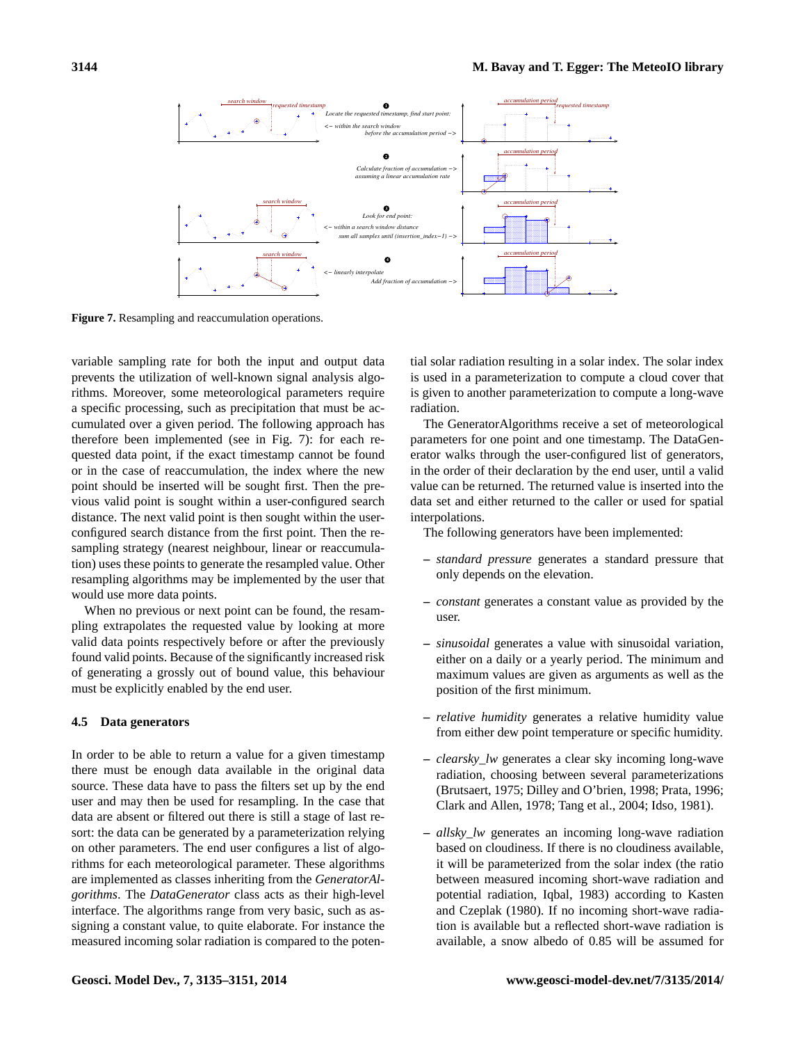**Figure 7.** Resampling and reaccumulation operations.

variable sampling rate for both the input and output data prevents the utilization of well-known signal analysis algorithms. Moreover, some meteorological parameters require a specific processing, such as precipitation that must be accumulated over a given period. The following approach has therefore been implemented (see in Fig. 7): for each requested data point, if the exact timestamp cannot be found or in the case of reaccumulation, the index where the new point should be inserted will be sought first. Then the previous valid point is sought within a user-configured search distance. The next valid point is then sought within the user-configured search distance from the first point. Then the resampling strategy (nearest neighbour, linear or reaccumulation) uses these points to generate the resampled value. Other resampling algorithms may be implemented by the user that would use more data points.

When no previous or next point can be found, the resampling extrapolates the requested value by looking at more valid data points respectively before or after the previously found valid points. Because of the significantly increased risk of generating a grossly out of bound value, this behaviour must be explicitly enabled by the end user.

### 4.5 Data generators

In order to be able to return a value for a given timestamp there must be enough data available in the original data source. These data have to pass the filters set up by the end user and may then be used for resampling. In the case that data are absent or filtered out there is still a stage of last resort: the data can be generated by a parameterization relying on other parameters. The end user configures a list of algorithms for each meteorological parameter. These algorithms are implemented as classes inheriting from the *GeneratorAlgorithms*. The *DataGenerator* class acts as their high-level interface. The algorithms range from very basic, such as assigning a constant value, to quite elaborate. For instance the measured incoming solar radiation is compared to the potential solar radiation resulting in a solar index. The solar index is used in a parameterization to compute a cloud cover that is given to another parameterization to compute a long-wave radiation.

The GeneratorAlgorithms receive a set of meteorological parameters for one point and one timestamp. The DataGenerator walks through the user-configured list of generators, in the order of their declaration by the end user, until a valid value can be returned. The returned value is inserted into the data set and either returned to the caller or used for spatial interpolations.

The following generators have been implemented:

- *standard pressure* generates a standard pressure that only depends on the elevation.
- *constant* generates a constant value as provided by the user.
- *sinusoidal* generates a value with sinusoidal variation, either on a daily or a yearly period. The minimum and maximum values are given as arguments as well as the position of the first minimum.
- *relative humidity* generates a relative humidity value from either dew point temperature or specific humidity.
- *clearsky_lw* generates a clear sky incoming long-wave radiation, choosing between several parameterizations (Brutsaert, 1975; Dilley and O'brien, 1998; Prata, 1996; Clark and Allen, 1978; Tang et al., 2004; Idso, 1981).
- *allsky_lw* generates an incoming long-wave radiation based on cloudiness. If there is no cloudiness available, it will be parameterized from the solar index (the ratio between measured incoming short-wave radiation and potential radiation, Iqbal, 1983) according to Kasten and Czeplak (1980). If no incoming short-wave radiation is available but a reflected short-wave radiation is available, a snow albedo of 0.85 will be assumed for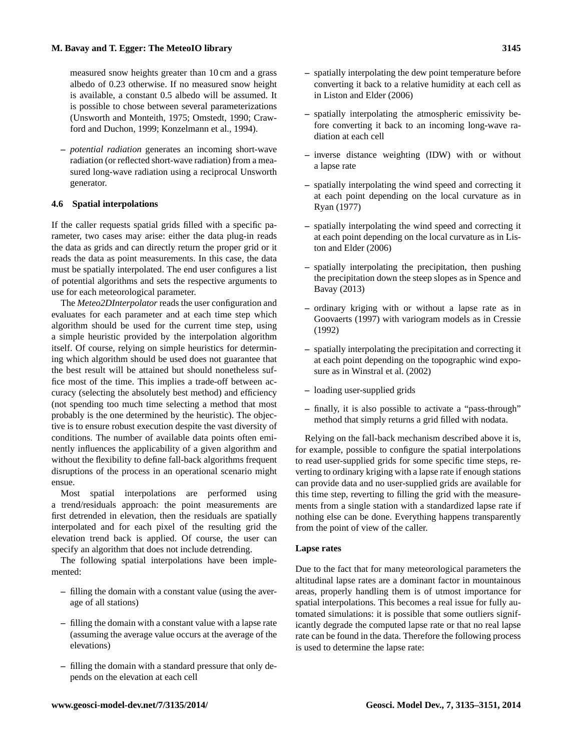measured snow heights greater than 10 cm and a grass albedo of 0.23 otherwise. If no measured snow height is available, a constant 0.5 albedo will be assumed. It is possible to chose between several parameterizations (Unsworth and Monteith, 1975; Omstedt, 1990; Crawford and Duchon, 1999; Konzelmann et al., 1994).

- *potential radiation* generates an incoming short-wave radiation (or reflected short-wave radiation) from a measured long-wave radiation using a reciprocal Unsworth generator.

### 4.6 Spatial interpolations

If the caller requests spatial grids filled with a specific parameter, two cases may arise: either the data plug-in reads the data as grids and can directly return the proper grid or it reads the data as point measurements. In this case, the data must be spatially interpolated. The end user configures a list of potential algorithms and sets the respective arguments to use for each meteorological parameter.

The *Meteo2DInterpolator* reads the user configuration and evaluates for each parameter and at each time step which algorithm should be used for the current time step, using a simple heuristic provided by the interpolation algorithm itself. Of course, relying on simple heuristics for determining which algorithm should be used does not guarantee that the best result will be attained but should nonetheless suffice most of the time. This implies a trade-off between accuracy (selecting the absolutely best method) and efficiency (not spending too much time selecting a method that most probably is the one determined by the heuristic). The objective is to ensure robust execution despite the vast diversity of conditions. The number of available data points often eminently influences the applicability of a given algorithm and without the flexibility to define fall-back algorithms frequent disruptions of the process in an operational scenario might ensue.

Most spatial interpolations are performed using a trend/residuals approach: the point measurements are first detrended in elevation, then the residuals are spatially interpolated and for each pixel of the resulting grid the elevation trend back is applied. Of course, the user can specify an algorithm that does not include detrending.

The following spatial interpolations have been implemented:

- filling the domain with a constant value (using the average of all stations)
- filling the domain with a constant value with a lapse rate (assuming the average value occurs at the average of the elevations)
- filling the domain with a standard pressure that only depends on the elevation at each cell
- spatially interpolating the dew point temperature before converting it back to a relative humidity at each cell as in Liston and Elder (2006)
- spatially interpolating the atmospheric emissivity before converting it back to an incoming long-wave radiation at each cell
- inverse distance weighting (IDW) with or without a lapse rate
- spatially interpolating the wind speed and correcting it at each point depending on the local curvature as in Ryan (1977)
- spatially interpolating the wind speed and correcting it at each point depending on the local curvature as in Liston and Elder (2006)
- spatially interpolating the precipitation, then pushing the precipitation down the steep slopes as in Spence and Bavay (2013)
- ordinary kriging with or without a lapse rate as in Goovaerts (1997) with variogram models as in Cressie (1992)
- spatially interpolating the precipitation and correcting it at each point depending on the topographic wind exposure as in Winstral et al. (2002)
- loading user-supplied grids
- finally, it is also possible to activate a "pass-through" method that simply returns a grid filled with nodata.

Relying on the fall-back mechanism described above it is, for example, possible to configure the spatial interpolations to read user-supplied grids for some specific time steps, reverting to ordinary kriging with a lapse rate if enough stations can provide data and no user-supplied grids are available for this time step, reverting to filling the grid with the measurements from a single station with a standardized lapse rate if nothing else can be done. Everything happens transparently from the point of view of the caller.

#### Lapse rates

Due to the fact that for many meteorological parameters the altitudinal lapse rates are a dominant factor in mountainous areas, properly handling them is of utmost importance for spatial interpolations. This becomes a real issue for fully automated simulations: it is possible that some outliers significantly degrade the computed lapse rate or that no real lapse rate can be found in the data. Therefore the following process is used to determine the lapse rate: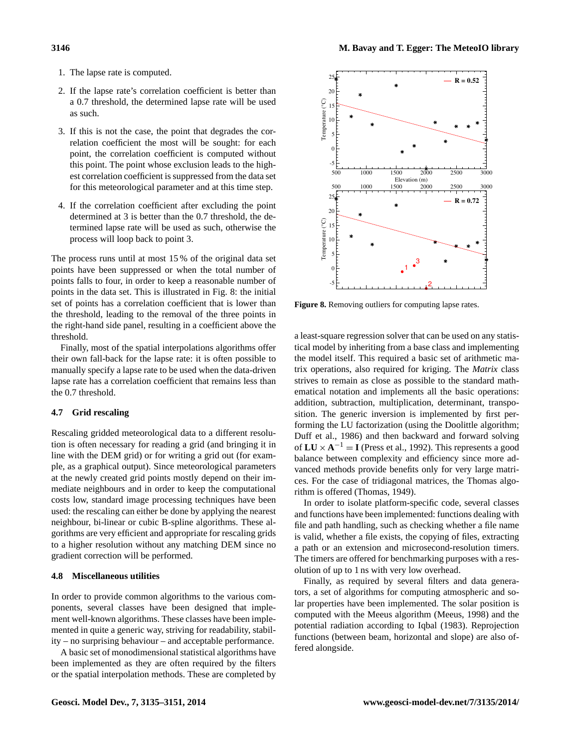1. The lapse rate is computed.

2. If the lapse rate's correlation coefficient is better than a 0.7 threshold, the determined lapse rate will be used as such.

3. If this is not the case, the point that degrades the correlation coefficient the most will be sought: for each point, the correlation coefficient is computed without this point. The point whose exclusion leads to the highest correlation coefficient is suppressed from the data set for this meteorological parameter and at this time step.

4. If the correlation coefficient after excluding the point determined at 3 is better than the 0.7 threshold, the determined lapse rate will be used as such, otherwise the process will loop back to point 3.

The process runs until at most 15 % of the original data set points have been suppressed or when the total number of points falls to four, in order to keep a reasonable number of points in the data set. This is illustrated in Fig. 8: the initial set of points has a correlation coefficient that is lower than the threshold, leading to the removal of the three points in the right-hand side panel, resulting in a coefficient above the threshold.

Finally, most of the spatial interpolations algorithms offer their own fall-back for the lapse rate: it is often possible to manually specify a lapse rate to be used when the data-driven lapse rate has a correlation coefficient that remains less than the 0.7 threshold.

### 4.7 Grid rescaling

Rescaling gridded meteorological data to a different resolution is often necessary for reading a grid (and bringing it in line with the DEM grid) or for writing a grid out (for example, as a graphical output). Since meteorological parameters at the newly created grid points mostly depend on their immediate neighbours and in order to keep the computational costs low, standard image processing techniques have been used: the rescaling can either be done by applying the nearest neighbour, bi-linear or cubic B-spline algorithms. These algorithms are very efficient and appropriate for rescaling grids to a higher resolution without any matching DEM since no gradient correction will be performed.

### 4.8 Miscellaneous utilities

In order to provide common algorithms to the various components, several classes have been designed that implement well-known algorithms. These classes have been implemented in quite a generic way, striving for readability, stability – no surprising behaviour – and acceptable performance.

A basic set of monodimensional statistical algorithms have been implemented as they are often required by the filters or the spatial interpolation methods. These are completed by a least-square regression solver that can be used on any statistical model by inheriting from a base class and implementing the model itself. This required a basic set of arithmetic matrix operations, also required for kriging. The *Matrix* class strives to remain as close as possible to the standard mathematical notation and implements all the basic operations: addition, subtraction, multiplication, determinant, transposition. The generic inversion is implemented by first performing the LU factorization (using the Doolittle algorithm; Duff et al., 1986) and then backward and forward solving of $\mathbf{LU} \times \mathbf{A}^{-1} = \mathbf{I}$ (Press et al., 1992). This represents a good balance between complexity and efficiency since more advanced methods provide benefits only for very large matrices. For the case of tridiagonal matrices, the Thomas algorithm is offered (Thomas, 1949).

**Figure 8.** Removing outliers for computing lapse rates.

In order to isolate platform-specific code, several classes and functions have been implemented: functions dealing with file and path handling, such as checking whether a file name is valid, whether a file exists, the copying of files, extracting a path or an extension and microsecond-resolution timers. The timers are offered for benchmarking purposes with a resolution of up to 1 ns with very low overhead.

Finally, as required by several filters and data generators, a set of algorithms for computing atmospheric and solar properties have been implemented. The solar position is computed with the Meeus algorithm (Meeus, 1998) and the potential radiation according to Iqbal (1983). Reprojection functions (between beam, horizontal and slope) are also offered alongside.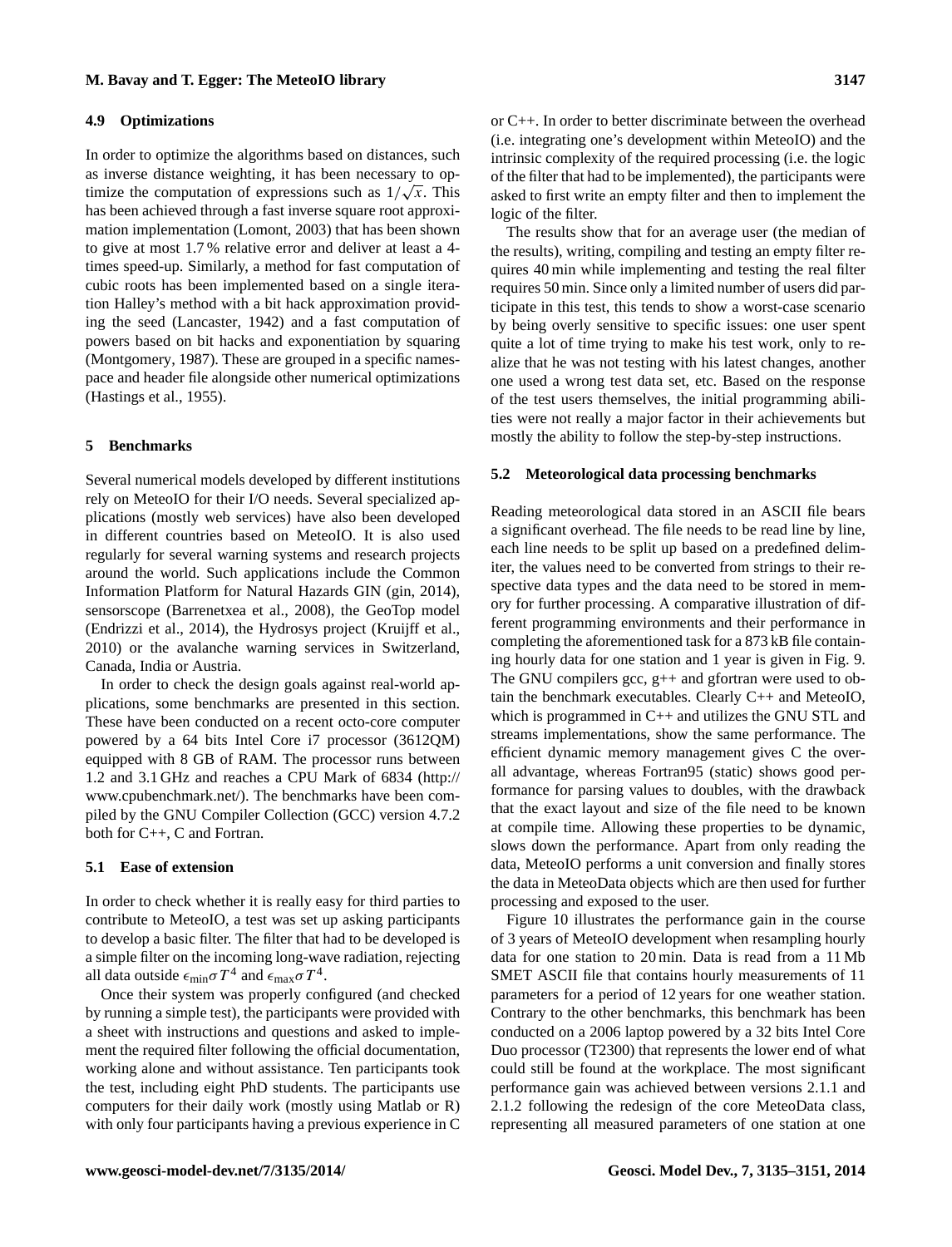### 4.9 Optimizations

In order to optimize the algorithms based on distances, such as inverse distance weighting, it has been necessary to optimize the computation of expressions such as $1/\sqrt{x}$. This has been achieved through a fast inverse square root approximation implementation (Lomont, 2003) that has been shown to give at most 1.7 % relative error and deliver at least a 4-times speed-up. Similarly, a method for fast computation of cubic roots has been implemented based on a single iteration Halley's method with a bit hack approximation providing the seed (Lancaster, 1942) and a fast computation of powers based on bit hacks and exponentiation by squaring (Montgomery, 1987). These are grouped in a specific namespace and header file alongside other numerical optimizations (Hastings et al., 1955).

## 5 Benchmarks

Several numerical models developed by different institutions rely on MeteoIO for their I/O needs. Several specialized applications (mostly web services) have also been developed in different countries based on MeteoIO. It is also used regularly for several warning systems and research projects around the world. Such applications include the Common Information Platform for Natural Hazards GIN (gin, 2014), sensorscope (Barrenetxea et al., 2008), the GeoTop model (Endrizzi et al., 2014), the Hydrosys project (Kruijff et al., 2010) or the avalanche warning services in Switzerland, Canada, India or Austria.

In order to check the design goals against real-world applications, some benchmarks are presented in this section. These have been conducted on a recent octo-core computer powered by a 64 bits Intel Core i7 processor (3612QM) equipped with 8 GB of RAM. The processor runs between 1.2 and 3.1 GHz and reaches a CPU Mark of 6834 (http://www.cpubenchmark.net/). The benchmarks have been compiled by the GNU Compiler Collection (GCC) version 4.7.2 both for C++, C and Fortran.

### 5.1 Ease of extension

In order to check whether it is really easy for third parties to contribute to MeteoIO, a test was set up asking participants to develop a basic filter. The filter that had to be developed is a simple filter on the incoming long-wave radiation, rejecting all data outside $\epsilon_{\min}\sigma T^4$ and $\epsilon_{\max}\sigma T^4$.

Once their system was properly configured (and checked by running a simple test), the participants were provided with a sheet with instructions and questions and asked to implement the required filter following the official documentation, working alone and without assistance. Ten participants took the test, including eight PhD students. The participants use computers for their daily work (mostly using Matlab or R) with only four participants having a previous experience in C or C++. In order to better discriminate between the overhead (i.e. integrating one's development within MeteoIO) and the intrinsic complexity of the required processing (i.e. the logic of the filter that had to be implemented), the participants were asked to first write an empty filter and then to implement the logic of the filter.

The results show that for an average user (the median of the results), writing, compiling and testing an empty filter requires 40 min while implementing and testing the real filter requires 50 min. Since only a limited number of users did participate in this test, this tends to show a worst-case scenario by being overly sensitive to specific issues: one user spent quite a lot of time trying to make his test work, only to realize that he was not testing with his latest changes, another one used a wrong test data set, etc. Based on the response of the test users themselves, the initial programming abilities were not really a major factor in their achievements but mostly the ability to follow the step-by-step instructions.

### 5.2 Meteorological data processing benchmarks

Reading meteorological data stored in an ASCII file bears a significant overhead. The file needs to be read line by line, each line needs to be split up based on a predefined delimiter, the values need to be converted from strings to their respective data types and the data need to be stored in memory for further processing. A comparative illustration of different programming environments and their performance in completing the aforementioned task for a 873 kB file containing hourly data for one station and 1 year is given in Fig. 9. The GNU compilers gcc, g++ and gfortran were used to obtain the benchmark executables. Clearly C++ and MeteoIO, which is programmed in C++ and utilizes the GNU STL and streams implementations, show the same performance. The efficient dynamic memory management gives C the overall advantage, whereas Fortran95 (static) shows good performance for parsing values to doubles, with the drawback that the exact layout and size of the file need to be known at compile time. Allowing these properties to be dynamic, slows down the performance. Apart from only reading the data, MeteoIO performs a unit conversion and finally stores the data in MeteoData objects which are then used for further processing and exposed to the user.

Figure 10 illustrates the performance gain in the course of 3 years of MeteoIO development when resampling hourly data for one station to 20 min. Data is read from a 11 Mb SMET ASCII file that contains hourly measurements of 11 parameters for a period of 12 years for one weather station. Contrary to the other benchmarks, this benchmark has been conducted on a 2006 laptop powered by a 32 bits Intel Core Duo processor (T2300) that represents the lower end of what could still be found at the workplace. The most significant performance gain was achieved between versions 2.1.1 and 2.1.2 following the redesign of the core MeteoData class, representing all measured parameters of one station at one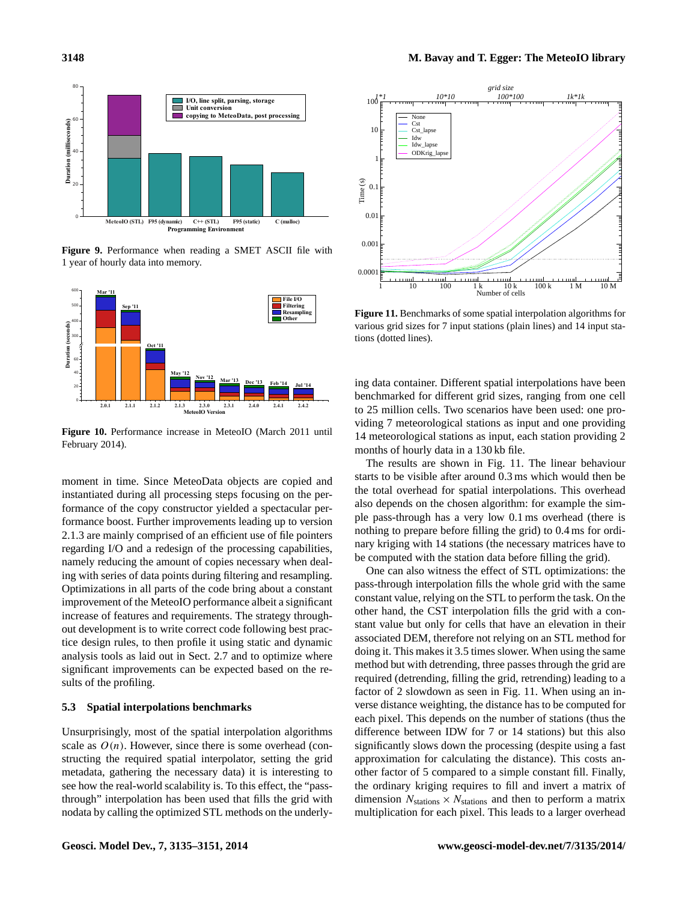**Figure 9.** Performance when reading a SMET ASCII file with 1 year of hourly data into memory.

**Figure 10.** Performance increase in MeteoIO (March 2011 until February 2014).

moment in time. Since MeteoData objects are copied and instantiated during all processing steps focusing on the performance of the copy constructor yielded a spectacular performance boost. Further improvements leading up to version 2.1.3 are mainly comprised of an efficient use of file pointers regarding I/O and a redesign of the processing capabilities, namely reducing the amount of copies necessary when dealing with series of data points during filtering and resampling. Optimizations in all parts of the code bring about a constant improvement of the MeteoIO performance albeit a significant increase of features and requirements. The strategy throughout development is to write correct code following best practice design rules, to then profile it using static and dynamic analysis tools as laid out in Sect. 2.7 and to optimize where significant improvements can be expected based on the results of the profiling.

### 5.3 Spatial interpolations benchmarks

Unsurprisingly, most of the spatial interpolation algorithms scale as $O(n)$. However, since there is some overhead (constructing the required spatial interpolator, setting the grid metadata, gathering the necessary data) it is interesting to see how the real-world scalability is. To this effect, the "pass-through" interpolation has been used that fills the grid with nodata by calling the optimized STL methods on the underlying data container. Different spatial interpolations have been benchmarked for different grid sizes, ranging from one cell to 25 million cells. Two scenarios have been used: one providing 7 meteorological stations as input and one providing 14 meteorological stations as input, each station providing 2 months of hourly data in a 130 kb file.

**Figure 11.** Benchmarks of some spatial interpolation algorithms for various grid sizes for 7 input stations (plain lines) and 14 input stations (dotted lines).

The results are shown in Fig. 11. The linear behaviour starts to be visible after around 0.3 ms which would then be the total overhead for spatial interpolations. This overhead also depends on the chosen algorithm: for example the simple pass-through has a very low 0.1 ms overhead (there is nothing to prepare before filling the grid) to 0.4 ms for ordinary kriging with 14 stations (the necessary matrices have to be computed with the station data before filling the grid).

One can also witness the effect of STL optimizations: the pass-through interpolation fills the whole grid with the same constant value, relying on the STL to perform the task. On the other hand, the CST interpolation fills the grid with a constant value but only for cells that have an elevation in their associated DEM, therefore not relying on an STL method for doing it. This makes it 3.5 times slower. When using the same method but with detrending, three passes through the grid are required (detrending, filling the grid, retrending) leading to a factor of 2 slowdown as seen in Fig. 11. When using an inverse distance weighting, the distance has to be computed for each pixel. This depends on the number of stations (thus the difference between IDW for 7 or 14 stations) but this also significantly slows down the processing (despite using a fast approximation for calculating the distance). This costs another factor of 5 compared to a simple constant fill. Finally, the ordinary kriging requires to fill and invert a matrix of dimension $N_{\text{stations}} \times N_{\text{stations}}$ and then to perform a matrix multiplication for each pixel. This leads to a larger overhead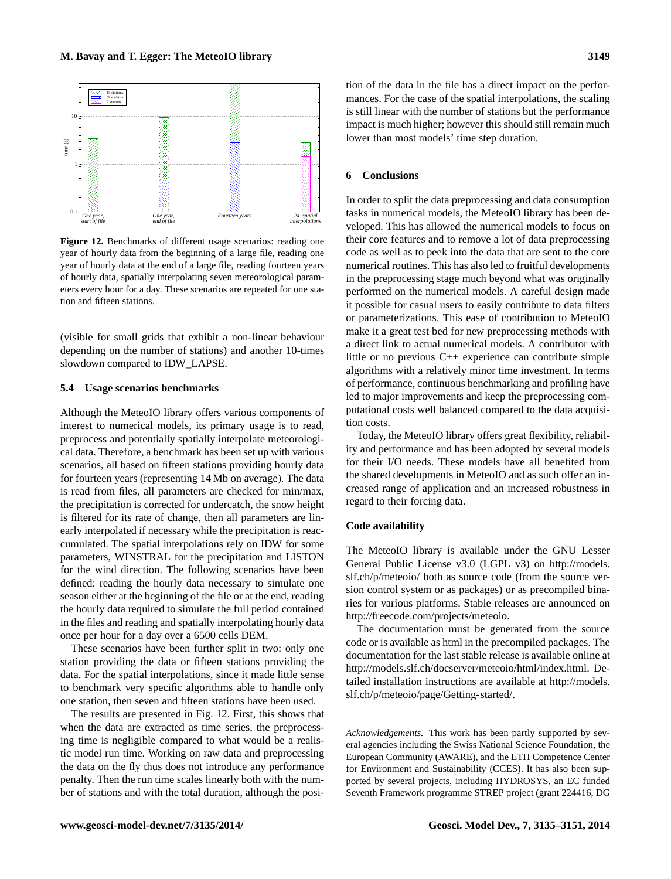15 stations
One station
7 stations

time (s)

10

1

0.1

One year, start of file

One year, end of file

Fourteen years

24 spatial interpolations

**Figure 12.** Benchmarks of different usage scenarios: reading one year of hourly data from the beginning of a large file, reading one year of hourly data at the end of a large file, reading fourteen years of hourly data, spatially interpolating seven meteorological parameters every hour for a day. These scenarios are repeated for one station and fifteen stations.

(visible for small grids that exhibit a non-linear behaviour depending on the number of stations) and another 10-times slowdown compared to IDW_LAPSE.

### 5.4 Usage scenarios benchmarks

Although the MeteoIO library offers various components of interest to numerical models, its primary usage is to read, preprocess and potentially spatially interpolate meteorological data. Therefore, a benchmark has been set up with various scenarios, all based on fifteen stations providing hourly data for fourteen years (representing 14 Mb on average). The data is read from files, all parameters are checked for min/max, the precipitation is corrected for undercatch, the snow height is filtered for its rate of change, then all parameters are linearly interpolated if necessary while the precipitation is reaccumulated. The spatial interpolations rely on IDW for some parameters, WINSTRAL for the precipitation and LISTON for the wind direction. The following scenarios have been defined: reading the hourly data necessary to simulate one season either at the beginning of the file or at the end, reading the hourly data required to simulate the full period contained in the files and reading and spatially interpolating hourly data once per hour for a day over a 6500 cells DEM.

These scenarios have been further split in two: only one station providing the data or fifteen stations providing the data. For the spatial interpolations, since it made little sense to benchmark very specific algorithms able to handle only one station, then seven and fifteen stations have been used.

The results are presented in Fig. 12. First, this shows that when the data are extracted as time series, the preprocessing time is negligible compared to what would be a realistic model run time. Working on raw data and preprocessing the data on the fly thus does not introduce any performance penalty. Then the run time scales linearly both with the number of stations and with the total duration, although the position of the data in the file has a direct impact on the performances. For the case of the spatial interpolations, the scaling is still linear with the number of stations but the performance impact is much higher; however this should still remain much lower than most models' time step duration.

## 6 Conclusions

In order to split the data preprocessing and data consumption tasks in numerical models, the MeteoIO library has been developed. This has allowed the numerical models to focus on their core features and to remove a lot of data preprocessing code as well as to peek into the data that are sent to the core numerical routines. This has also led to fruitful developments in the preprocessing stage much beyond what was originally performed on the numerical models. A careful design made it possible for casual users to easily contribute to data filters or parameterizations. This ease of contribution to MeteoIO make it a great test bed for new preprocessing methods with a direct link to actual numerical models. A contributor with little or no previous C++ experience can contribute simple algorithms with a relatively minor time investment. In terms of performance, continuous benchmarking and profiling have led to major improvements and keep the preprocessing computational costs well balanced compared to the data acquisition costs.

Today, the MeteoIO library offers great flexibility, reliability and performance and has been adopted by several models for their I/O needs. These models have all benefited from the shared developments in MeteoIO and as such offer an increased range of application and an increased robustness in regard to their forcing data.

## Code availability

The MeteoIO library is available under the GNU Lesser General Public License v3.0 (LGPL v3) on http://models.slf.ch/p/meteoio/ both as source code (from the source version control system or as packages) or as precompiled binaries for various platforms. Stable releases are announced on http://freecode.com/projects/meteoio.

The documentation must be generated from the source code or is available as html in the precompiled packages. The documentation for the last stable release is available online at http://models.slf.ch/docserver/meteoio/html/index.html. Detailed installation instructions are available at http://models.slf.ch/p/meteoio/page/Getting-started/.

*Acknowledgements.* This work has been partly supported by several agencies including the Swiss National Science Foundation, the European Community (AWARE), and the ETH Competence Center for Environment and Sustainability (CCES). It has also been supported by several projects, including HYDROSYS, an EC funded Seventh Framework programme STREP project (grant 224416, DG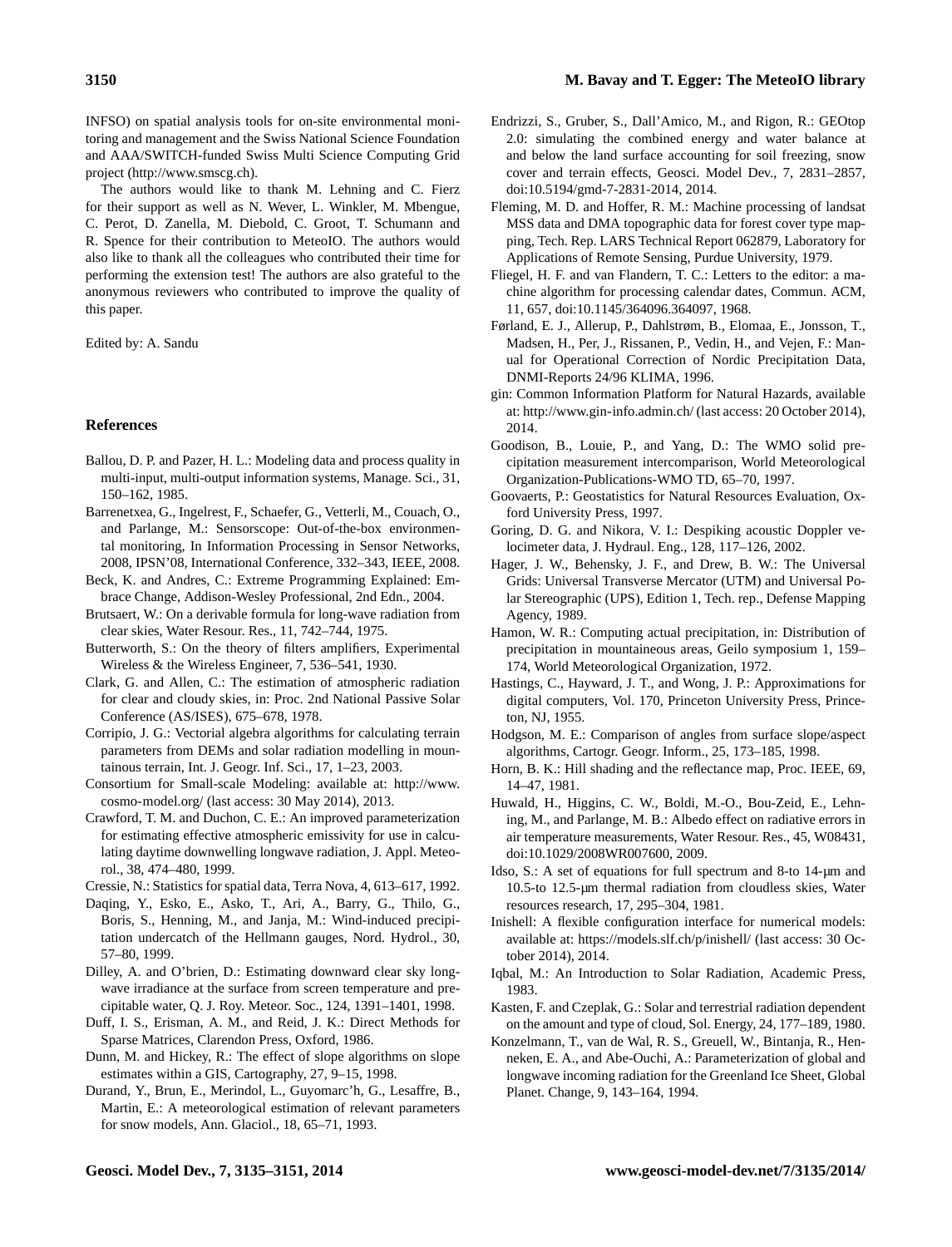INFSO) on spatial analysis tools for on-site environmental monitoring and management and the Swiss National Science Foundation and AAA/SWITCH-funded Swiss Multi Science Computing Grid project (http://www.smscg.ch).

The authors would like to thank M. Lehning and C. Fierz for their support as well as N. Wever, L. Winkler, M. Mbengue, C. Perot, D. Zanella, M. Diebold, C. Groot, T. Schumann and R. Spence for their contribution to MeteoIO. The authors would also like to thank all the colleagues who contributed their time for performing the extension test! The authors are also grateful to the anonymous reviewers who contributed to improve the quality of this paper.

Edited by: A. Sandu

## References

Ballou, D. P. and Pazer, H. L.: Modeling data and process quality in multi-input, multi-output information systems, Manage. Sci., 31, 150–162, 1985.

Barrenetxea, G., Ingelrest, F., Schaefer, G., Vetterli, M., Couach, O., and Parlange, M.: Sensorscope: Out-of-the-box environmental monitoring, In Information Processing in Sensor Networks, 2008, IPSN'08, International Conference, 332–343, IEEE, 2008.

Beck, K. and Andres, C.: Extreme Programming Explained: Embrace Change, Addison-Wesley Professional, 2nd Edn., 2004.

Brutsaert, W.: On a derivable formula for long-wave radiation from clear skies, Water Resour. Res., 11, 742–744, 1975.

Butterworth, S.: On the theory of filters amplifiers, Experimental Wireless & the Wireless Engineer, 7, 536–541, 1930.

Clark, G. and Allen, C.: The estimation of atmospheric radiation for clear and cloudy skies, in: Proc. 2nd National Passive Solar Conference (AS/ISES), 675–678, 1978.

Corripio, J. G.: Vectorial algebra algorithms for calculating terrain parameters from DEMs and solar radiation modelling in mountainous terrain, Int. J. Geogr. Inf. Sci., 17, 1–23, 2003.

Consortium for Small-scale Modeling: available at: http://www.cosmo-model.org/ (last access: 30 May 2014), 2013.

Crawford, T. M. and Duchon, C. E.: An improved parameterization for estimating effective atmospheric emissivity for use in calculating daytime downwelling longwave radiation, J. Appl. Meteorol., 38, 474–480, 1999.

Cressie, N.: Statistics for spatial data, Terra Nova, 4, 613–617, 1992.

Daqing, Y., Esko, E., Asko, T., Ari, A., Barry, G., Thilo, G., Boris, S., Henning, M., and Janja, M.: Wind-induced precipitation undercatch of the Hellmann gauges, Nord. Hydrol., 30, 57–80, 1999.

Dilley, A. and O'brien, D.: Estimating downward clear sky longwave irradiance at the surface from screen temperature and precipitable water, Q. J. Roy. Meteor. Soc., 124, 1391–1401, 1998.

Duff, I. S., Erisman, A. M., and Reid, J. K.: Direct Methods for Sparse Matrices, Clarendon Press, Oxford, 1986.

Dunn, M. and Hickey, R.: The effect of slope algorithms on slope estimates within a GIS, Cartography, 27, 9–15, 1998.

Durand, Y., Brun, E., Merindol, L., Guyomarc'h, G., Lesaffre, B., Martin, E.: A meteorological estimation of relevant parameters for snow models, Ann. Glaciol., 18, 65–71, 1993.

Endrizzi, S., Gruber, S., Dall'Amico, M., and Rigon, R.: GEOtop 2.0: simulating the combined energy and water balance at and below the land surface accounting for soil freezing, snow cover and terrain effects, Geosci. Model Dev., 7, 2831–2857, doi:10.5194/gmd-7-2831-2014, 2014.

Fleming, M. D. and Hoffer, R. M.: Machine processing of landsat MSS data and DMA topographic data for forest cover type mapping, Tech. Rep. LARS Technical Report 062879, Laboratory for Applications of Remote Sensing, Purdue University, 1979.

Fliegel, H. F. and van Flandern, T. C.: Letters to the editor: a machine algorithm for processing calendar dates, Commun. ACM, 11, 657, doi:10.1145/364096.364097, 1968.

Førland, E. J., Allerup, P., Dahlstrøm, B., Elomaa, E., Jonsson, T., Madsen, H., Per, J., Rissanen, P., Vedin, H., and Vejen, F.: Manual for Operational Correction of Nordic Precipitation Data, DNMI-Reports 24/96 KLIMA, 1996.

gin: Common Information Platform for Natural Hazards, available at: http://www.gin-info.admin.ch/ (last access: 20 October 2014), 2014.

Goodison, B., Louie, P., and Yang, D.: The WMO solid precipitation measurement intercomparison, World Meteorological Organization-Publications-WMO TD, 65–70, 1997.

Goovaerts, P.: Geostatistics for Natural Resources Evaluation, Oxford University Press, 1997.

Goring, D. G. and Nikora, V. I.: Despiking acoustic Doppler velocimeter data, J. Hydraul. Eng., 128, 117–126, 2002.

Hager, J. W., Behensky, J. F., and Drew, B. W.: The Universal Grids: Universal Transverse Mercator (UTM) and Universal Polar Stereographic (UPS), Edition 1, Tech. rep., Defense Mapping Agency, 1989.

Hamon, W. R.: Computing actual precipitation, in: Distribution of precipitation in mountaineous areas, Geilo symposium 1, 159–174, World Meteorological Organization, 1972.

Hastings, C., Hayward, J. T., and Wong, J. P.: Approximations for digital computers, Vol. 170, Princeton University Press, Princeton, NJ, 1955.

Hodgson, M. E.: Comparison of angles from surface slope/aspect algorithms, Cartogr. Geogr. Inform., 25, 173–185, 1998.

Horn, B. K.: Hill shading and the reflectance map, Proc. IEEE, 69, 14–47, 1981.

Huwald, H., Higgins, C. W., Boldi, M.-O., Bou-Zeid, E., Lehning, M., and Parlange, M. B.: Albedo effect on radiative errors in air temperature measurements, Water Resour. Res., 45, W08431, doi:10.1029/2008WR007600, 2009.

Idso, S.: A set of equations for full spectrum and 8-to 14-µm and 10.5-to 12.5-µm thermal radiation from cloudless skies, Water resources research, 17, 295–304, 1981.

Inishell: A flexible configuration interface for numerical models: available at: https://models.slf.ch/p/inishell/ (last access: 30 October 2014), 2014.

Iqbal, M.: An Introduction to Solar Radiation, Academic Press, 1983.

Kasten, F. and Czeplak, G.: Solar and terrestrial radiation dependent on the amount and type of cloud, Sol. Energy, 24, 177–189, 1980.

Konzelmann, T., van de Wal, R. S., Greuell, W., Bintanja, R., Henneken, E. A., and Abe-Ouchi, A.: Parameterization of global and longwave incoming radiation for the Greenland Ice Sheet, Global Planet. Change, 9, 143–164, 1994.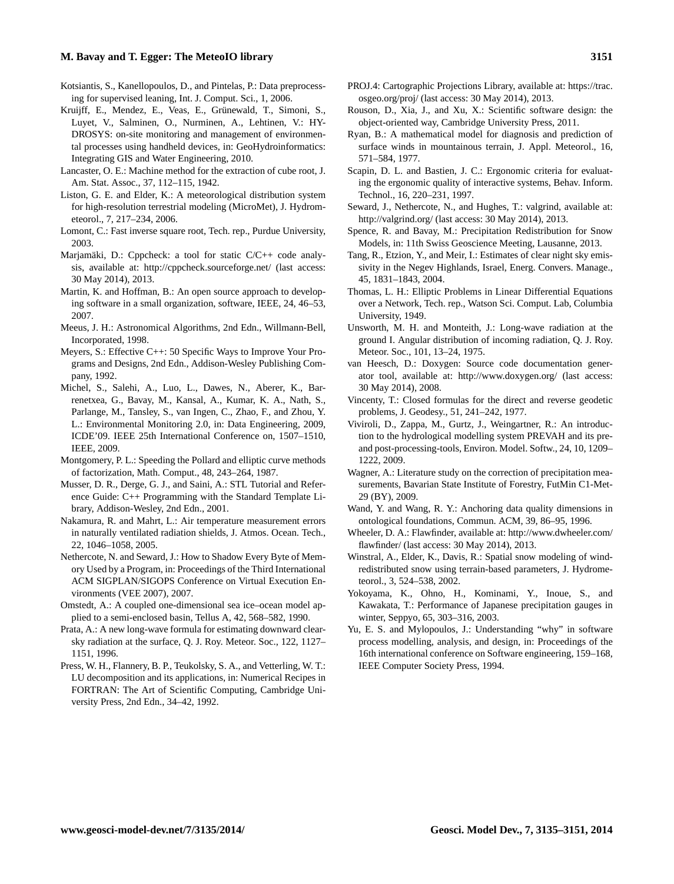Kotsiantis, S., Kanellopoulos, D., and Pintelas, P.: Data preprocessing for supervised leaning, Int. J. Comput. Sci., 1, 2006.

Kruijff, E., Mendez, E., Veas, E., Grünewald, T., Simoni, S., Luyet, V., Salminen, O., Nurminen, A., Lehtinen, V.: HYDROSYS: on-site monitoring and management of environmental processes using handheld devices, in: GeoHydroinformatics: Integrating GIS and Water Engineering, 2010.

Lancaster, O. E.: Machine method for the extraction of cube root, J. Am. Stat. Assoc., 37, 112–115, 1942.

Liston, G. E. and Elder, K.: A meteorological distribution system for high-resolution terrestrial modeling (MicroMet), J. Hydrometeorol., 7, 217–234, 2006.

Lomont, C.: Fast inverse square root, Tech. rep., Purdue University, 2003.

Marjamäki, D.: Cppcheck: a tool for static C/C++ code analysis, available at: http://cppcheck.sourceforge.net/ (last access: 30 May 2014), 2013.

Martin, K. and Hoffman, B.: An open source approach to developing software in a small organization, software, IEEE, 24, 46–53, 2007.

Meeus, J. H.: Astronomical Algorithms, 2nd Edn., Willmann-Bell, Incorporated, 1998.

Meyers, S.: Effective C++: 50 Specific Ways to Improve Your Programs and Designs, 2nd Edn., Addison-Wesley Publishing Company, 1992.

Michel, S., Salehi, A., Luo, L., Dawes, N., Aberer, K., Barrenetxea, G., Bavay, M., Kansal, A., Kumar, K. A., Nath, S., Parlange, M., Tansley, S., van Ingen, C., Zhao, F., and Zhou, Y. L.: Environmental Monitoring 2.0, in: Data Engineering, 2009, ICDE'09. IEEE 25th International Conference on, 1507–1510, IEEE, 2009.

Montgomery, P. L.: Speeding the Pollard and elliptic curve methods of factorization, Math. Comput., 48, 243–264, 1987.

Musser, D. R., Derge, G. J., and Saini, A.: STL Tutorial and Reference Guide: C++ Programming with the Standard Template Library, Addison-Wesley, 2nd Edn., 2001.

Nakamura, R. and Mahrt, L.: Air temperature measurement errors in naturally ventilated radiation shields, J. Atmos. Ocean. Tech., 22, 1046–1058, 2005.

Nethercote, N. and Seward, J.: How to Shadow Every Byte of Memory Used by a Program, in: Proceedings of the Third International ACM SIGPLAN/SIGOPS Conference on Virtual Execution Environments (VEE 2007), 2007.

Omstedt, A.: A coupled one-dimensional sea ice–ocean model applied to a semi-enclosed basin, Tellus A, 42, 568–582, 1990.

Prata, A.: A new long-wave formula for estimating downward clear-sky radiation at the surface, Q. J. Roy. Meteor. Soc., 122, 1127–1151, 1996.

Press, W. H., Flannery, B. P., Teukolsky, S. A., and Vetterling, W. T.: LU decomposition and its applications, in: Numerical Recipes in FORTRAN: The Art of Scientific Computing, Cambridge University Press, 2nd Edn., 34–42, 1992.

PROJ.4: Cartographic Projections Library, available at: https://trac.osgeo.org/proj/ (last access: 30 May 2014), 2013.

Rouson, D., Xia, J., and Xu, X.: Scientific software design: the object-oriented way, Cambridge University Press, 2011.

Ryan, B.: A mathematical model for diagnosis and prediction of surface winds in mountainous terrain, J. Appl. Meteorol., 16, 571–584, 1977.

Scapin, D. L. and Bastien, J. C.: Ergonomic criteria for evaluating the ergonomic quality of interactive systems, Behav. Inform. Technol., 16, 220–231, 1997.

Seward, J., Nethercote, N., and Hughes, T.: valgrind, available at: http://valgrind.org/ (last access: 30 May 2014), 2013.

Spence, R. and Bavay, M.: Precipitation Redistribution for Snow Models, in: 11th Swiss Geoscience Meeting, Lausanne, 2013.

Tang, R., Etzion, Y., and Meir, I.: Estimates of clear night sky emissivity in the Negev Highlands, Israel, Energ. Convers. Manage., 45, 1831–1843, 2004.

Thomas, L. H.: Elliptic Problems in Linear Differential Equations over a Network, Tech. rep., Watson Sci. Comput. Lab, Columbia University, 1949.

Unsworth, M. H. and Monteith, J.: Long-wave radiation at the ground I. Angular distribution of incoming radiation, Q. J. Roy. Meteor. Soc., 101, 13–24, 1975.

van Heesch, D.: Doxygen: Source code documentation generator tool, available at: http://www.doxygen.org/ (last access: 30 May 2014), 2008.

Vincenty, T.: Closed formulas for the direct and reverse geodetic problems, J. Geodesy., 51, 241–242, 1977.

Viviroli, D., Zappa, M., Gurtz, J., Weingartner, R.: An introduction to the hydrological modelling system PREVAH and its pre- and post-processing-tools, Environ. Model. Softw., 24, 10, 1209–1222, 2009.

Wagner, A.: Literature study on the correction of precipitation measurements, Bavarian State Institute of Forestry, FutMin C1-Met-29 (BY), 2009.

Wand, Y. and Wang, R. Y.: Anchoring data quality dimensions in ontological foundations, Commun. ACM, 39, 86–95, 1996.

Wheeler, D. A.: Flawfinder, available at: http://www.dwheeler.com/flawfinder/ (last access: 30 May 2014), 2013.

Winstral, A., Elder, K., Davis, R.: Spatial snow modeling of wind-redistributed snow using terrain-based parameters, J. Hydrometeorol., 3, 524–538, 2002.

Yokoyama, K., Ohno, H., Kominami, Y., Inoue, S., and Kawakata, T.: Performance of Japanese precipitation gauges in winter, Seppyo, 65, 303–316, 2003.

Yu, E. S. and Mylopoulos, J.: Understanding "why" in software process modelling, analysis, and design, in: Proceedings of the 16th international conference on Software engineering, 159–168, IEEE Computer Society Press, 1994.